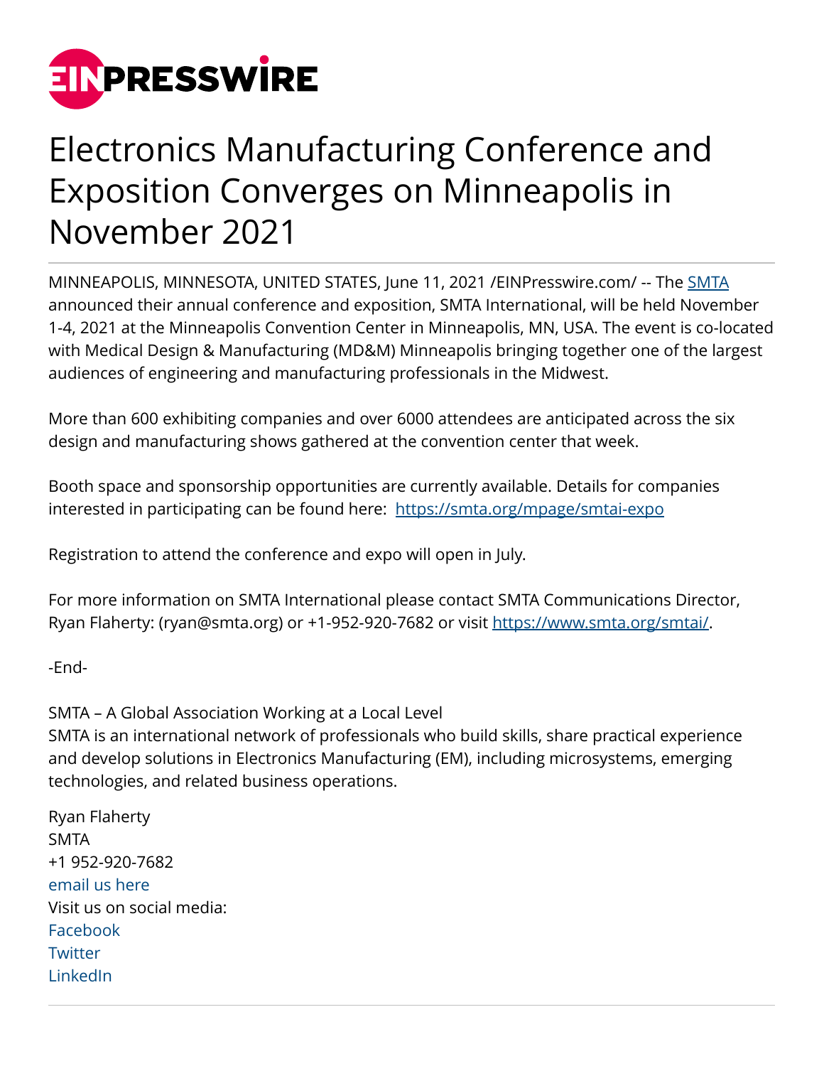# Electronics Manufacturing Conference and Exposition Converges on Minneapolis in November 2021

MINNEAPOLIS, MINNESOTA, UNITED STATES, June 11, 2021 /EINPresswire.com/ -- The SMTA announced their annual conference and exposition, SMTA International, will be held November 1-4, 2021 at the Minneapolis Convention Center in Minneapolis, MN, USA. The event is co-located with Medical Design & Manufacturing (MD&M) Minneapolis bringing together one of the largest audiences of engineering and manufacturing professionals in the Midwest.

More than 600 exhibiting companies and over 6000 attendees are anticipated across the six design and manufacturing shows gathered at the convention center that week.

Booth space and sponsorship opportunities are currently available. Details for companies interested in participating can be found here: https://smta.org/mpage/smtai-expo

Registration to attend the conference and expo will open in July.

For more information on SMTA International please contact SMTA Communications Director, Ryan Flaherty: (ryan@smta.org) or +1-952-920-7682 or visit https://www.smta.org/smtai/.

-End-

SMTA – A Global Association Working at a Local Level
SMTA is an international network of professionals who build skills, share practical experience and develop solutions in Electronics Manufacturing (EM), including microsystems, emerging technologies, and related business operations.

Ryan Flaherty
SMTA
+1 952-920-7682
email us here
Visit us on social media:
Facebook
Twitter
LinkedIn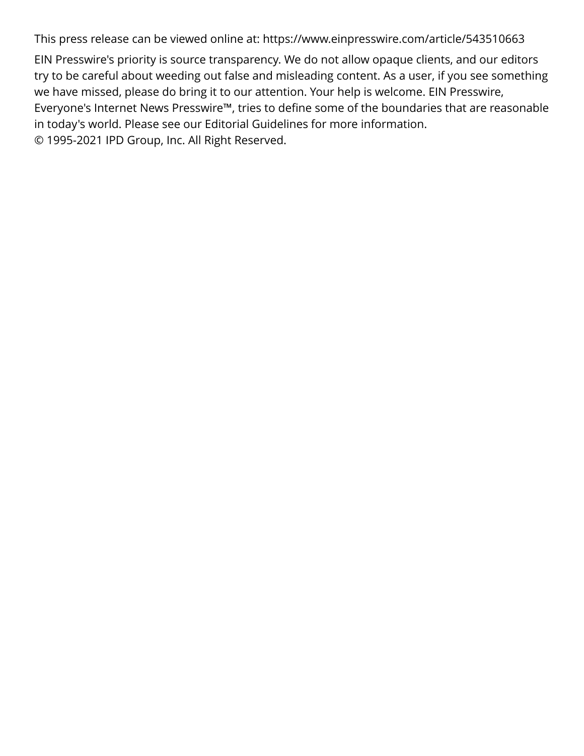This press release can be viewed online at: https://www.einpresswire.com/article/543510663

EIN Presswire's priority is source transparency. We do not allow opaque clients, and our editors try to be careful about weeding out false and misleading content. As a user, if you see something we have missed, please do bring it to our attention. Your help is welcome. EIN Presswire, Everyone's Internet News Presswire™, tries to define some of the boundaries that are reasonable in today's world. Please see our Editorial Guidelines for more information.

© 1995-2021 IPD Group, Inc. All Right Reserved.